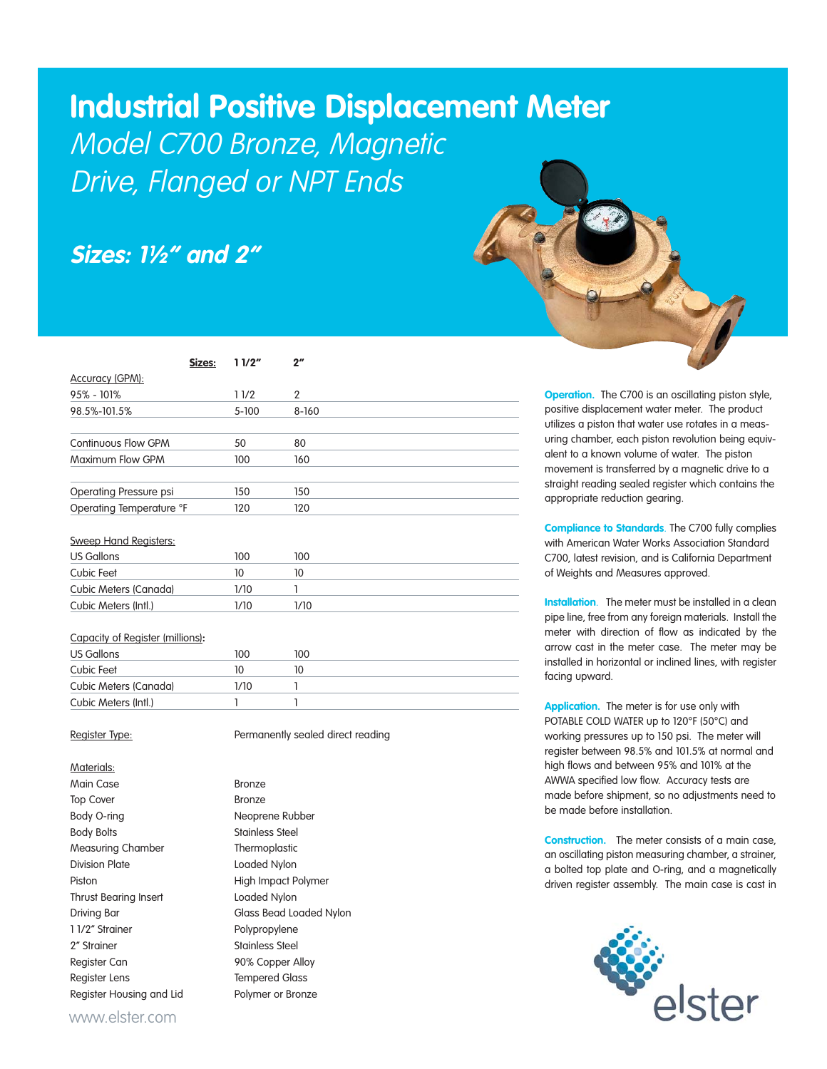# Industrial Positive Displacement Meter

## *Model C700 Bronze, Magnetic Drive, Flanged or NPT Ends*

### *Sizes: 1½" and 2"*

| Sizes: | 1 1/2" | 2" |
|---|---|---|
| **Accuracy (GPM):** | | |
| 95% - 101% | 1 1/2 | 2 |
| 98.5%-101.5% | 5-100 | 8-160 |
| | | |
| Continuous Flow GPM | 50 | 80 |
| Maximum Flow GPM | 100 | 160 |
| | | |
| Operating Pressure psi | 150 | 150 |
| Operating Temperature °F | 120 | 120 |
| | | |
| **Sweep Hand Registers:** | | |
| US Gallons | 100 | 100 |
| Cubic Feet | 10 | 10 |
| Cubic Meters (Canada) | 1/10 | 1 |
| Cubic Meters (Intl.) | 1/10 | 1/10 |
| | | |
| **Capacity of Register (millions):** | | |
| US Gallons | 100 | 100 |
| Cubic Feet | 10 | 10 |
| Cubic Meters (Canada) | 1/10 | 1 |
| Cubic Meters (Intl.) | 1 | 1 |

**Register Type:** Permanently sealed direct reading

**Materials:**

| Component | Material |
|---|---|
| Main Case | Bronze |
| Top Cover | Bronze |
| Body O-ring | Neoprene Rubber |
| Body Bolts | Stainless Steel |
| Measuring Chamber | Thermoplastic |
| Division Plate | Loaded Nylon |
| Piston | High Impact Polymer |
| Thrust Bearing Insert | Loaded Nylon |
| Driving Bar | Glass Bead Loaded Nylon |
| 1 1/2" Strainer | Polypropylene |
| 2" Strainer | Stainless Steel |
| Register Can | 90% Copper Alloy |
| Register Lens | Tempered Glass |
| Register Housing and Lid | Polymer or Bronze |

**Operation.** The C700 is an oscillating piston style, positive displacement water meter. The product utilizes a piston that water use rotates in a measuring chamber, each piston revolution being equivalent to a known volume of water. The piston movement is transferred by a magnetic drive to a straight reading sealed register which contains the appropriate reduction gearing.

**Compliance to Standards**. The C700 fully complies with American Water Works Association Standard C700, latest revision, and is California Department of Weights and Measures approved.

**Installation**. The meter must be installed in a clean pipe line, free from any foreign materials. Install the meter with direction of flow as indicated by the arrow cast in the meter case. The meter may be installed in horizontal or inclined lines, with register facing upward.

**Application.** The meter is for use only with POTABLE COLD WATER up to 120°F (50°C) and working pressures up to 150 psi. The meter will register between 98.5% and 101.5% at normal and high flows and between 95% and 101% at the AWWA specified low flow. Accuracy tests are made before shipment, so no adjustments need to be made before installation.

**Construction.** The meter consists of a main case, an oscillating piston measuring chamber, a strainer, a bolted top plate and O-ring, and a magnetically driven register assembly. The main case is cast in

www.elster.com

elster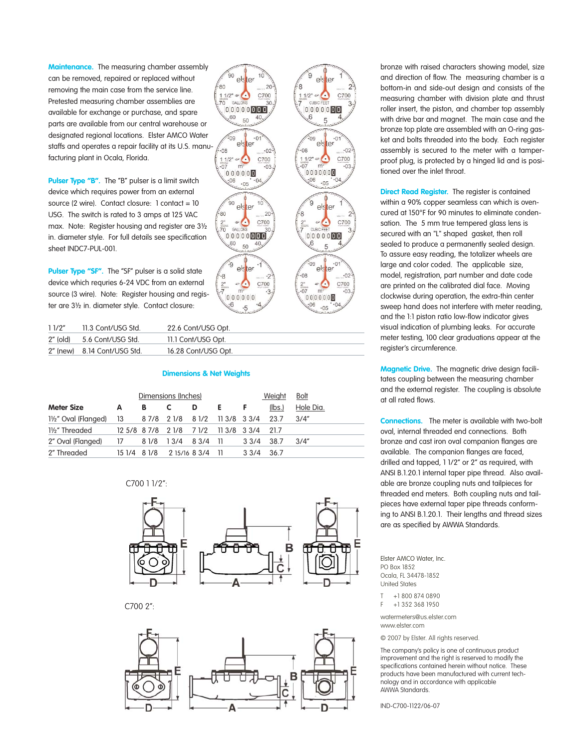**Maintenance.** The measuring chamber assembly can be removed, repaired or replaced without removing the main case from the service line. Pretested measuring chamber assemblies are available for exchange or purchase, and spare parts are available from our central warehouse or designated regional locations. Elster AMCO Water staffs and operates a repair facility at its U.S. manufacturing plant in Ocala, Florida.

**Pulser Type "B".** The "B" pulser is a limit switch device which requires power from an external source (2 wire). Contact closure: 1 contact = 10 USG. The switch is rated to 3 amps at 125 VAC max. Note: Register housing and register are 3½ in. diameter style. For full details see specification sheet INDC7-PUL-001.

**Pulser Type "SF".** The "SF" pulser is a solid state device which requries 6-24 VDC from an external source (3 wire). Note: Register housing and register are 3½ in. diameter style. Contact closure:

| | | |
|---|---|---|
| 1 1/2" | 11.3 Cont/USG Std. | 22.6 Cont/USG Opt. |
| 2" (old) | 5.6 Cont/USG Std. | 11.1 Cont/USG Opt. |
| 2" (new) | 8.14 Cont/USG Std. | 16.28 Cont/USG Opt. |

## Dimensions & Net Weights

| | Dimensions (Inches) | | | | | | Weight | Bolt |
|---|---|---|---|---|---|---|---|---|
| **Meter Size** | **A** | **B** | **C** | **D** | **E** | **F** | (lbs.) | Hole Dia. |
| 1½" Oval (Flanged) | 13 | 8 7/8 | 2 1/8 | 8 1/2 | 11 3/8 | 3 3/4 | 23.7 | 3/4" |
| 1½" Threaded | 12 5/8 | 8 7/8 | 2 1/8 | 7 1/2 | 11 3/8 | 3 3/4 | 21.7 | |
| 2" Oval (Flanged) | 17 | 8 1/8 | 1 3/4 | 8 3/4 | 11 | 3 3/4 | 38.7 | 3/4" |
| 2" Threaded | 15 1/4 | 8 1/8 | 2 15/16 | 8 3/4 | 11 | 3 3/4 | 36.7 | |

C700 1 1/2":

F E B C A D

C700 2":

F E B C A D

bronze with raised characters showing model, size and direction of flow. The measuring chamber is a bottom-in and side-out design and consists of the measuring chamber with division plate and thrust roller insert, the piston, and chamber top assembly with drive bar and magnet. The main case and the bronze top plate are assembled with an O-ring gasket and bolts threaded into the body. Each register assembly is secured to the meter with a tamper-proof plug, is protected by a hinged lid and is positioned over the inlet throat.

**Direct Read Register.** The register is contained within a 90% copper seamless can which is oven-cured at 150°F for 90 minutes to eliminate condensation. The 5 mm true tempered glass lens is secured with an "L" shaped gasket, then roll sealed to produce a permanently sealed design. To assure easy reading, the totalizer wheels are large and color coded. The applicable size, model, registration, part number and date code are printed on the calibrated dial face. Moving clockwise during operation, the extra-thin center sweep hand does not interfere with meter reading, and the 1:1 piston ratio low-flow indicator gives visual indication of plumbing leaks. For accurate meter testing, 100 clear graduations appear at the register's circumference.

**Magnetic Drive.** The magnetic drive design facilitates coupling between the measuring chamber and the external register. The coupling is absolute at all rated flows.

**Connections.** The meter is available with two-bolt oval, internal threaded end connections. Both bronze and cast iron oval companion flanges are available. The companion flanges are faced, drilled and tapped, 1 1/2" or 2" as required, with ANSI B.1.20.1 internal taper pipe thread. Also available are bronze coupling nuts and tailpieces for threaded end meters. Both coupling nuts and tailpieces have external taper pipe threads conforming to ANSI B.1.20.1. Their lengths and thread sizes are as specified by AWWA Standards.

Elster AMCO Water, Inc.
PO Box 1852
Ocala, FL 34478-1852
United States

T +1 800 874 0890
F +1 352 368 1950

watermeters@us.elster.com
www.elster.com

© 2007 by Elster. All rights reserved.

The company's policy is one of continuous product improvement and the right is reserved to modify the specifications contained herein without notice. These products have been manufactured with current technology and in accordance with applicable AWWA Standards.

IND-C700-1122/06-07